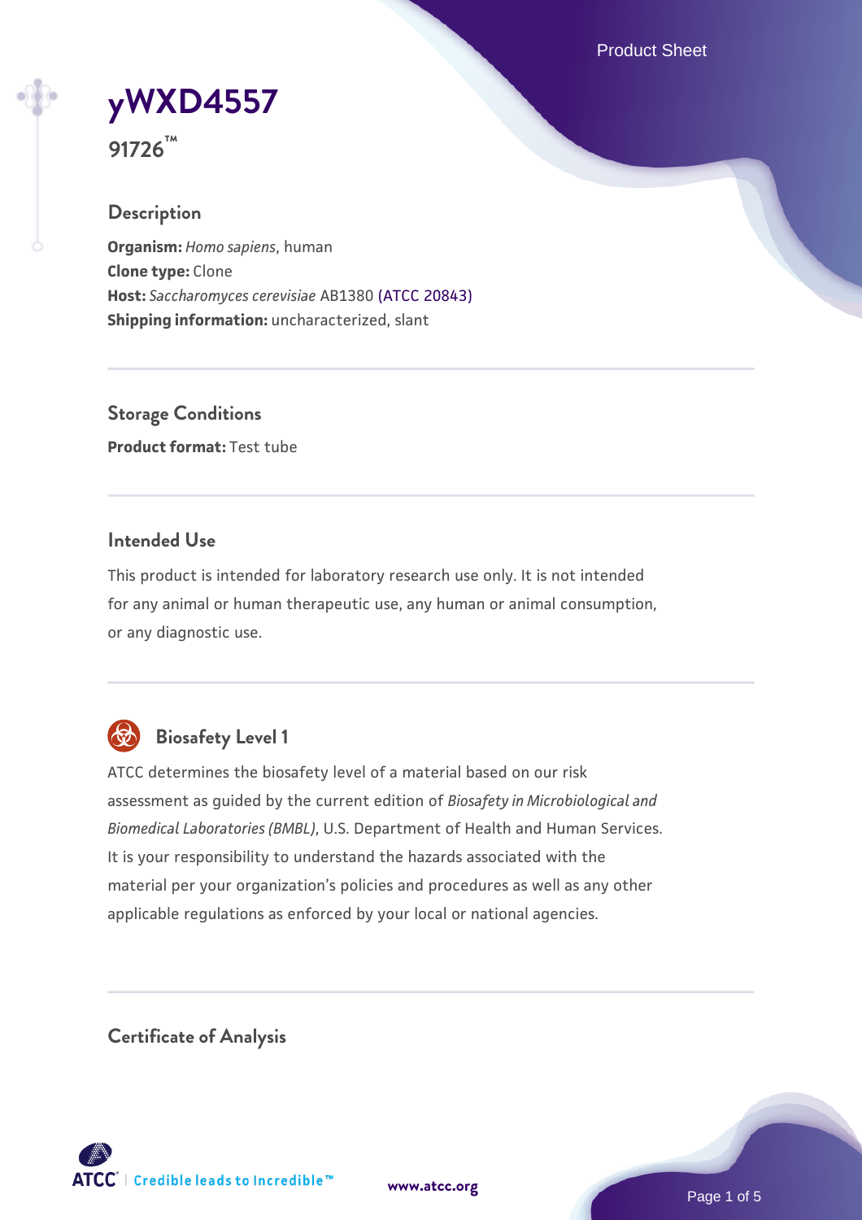# yWXD4557

**91726™**

## Description

**Organism:** *Homo sapiens*, human
**Clone type:** Clone
**Host:** *Saccharomyces cerevisiae* AB1380 (ATCC 20843)
**Shipping information:** uncharacterized, slant

## Storage Conditions

**Product format:** Test tube

## Intended Use

This product is intended for laboratory research use only. It is not intended for any animal or human therapeutic use, any human or animal consumption, or any diagnostic use.

## Biosafety Level 1

ATCC determines the biosafety level of a material based on our risk assessment as guided by the current edition of *Biosafety in Microbiological and Biomedical Laboratories (BMBL)*, U.S. Department of Health and Human Services. It is your responsibility to understand the hazards associated with the material per your organization's policies and procedures as well as any other applicable regulations as enforced by your local or national agencies.

## Certificate of Analysis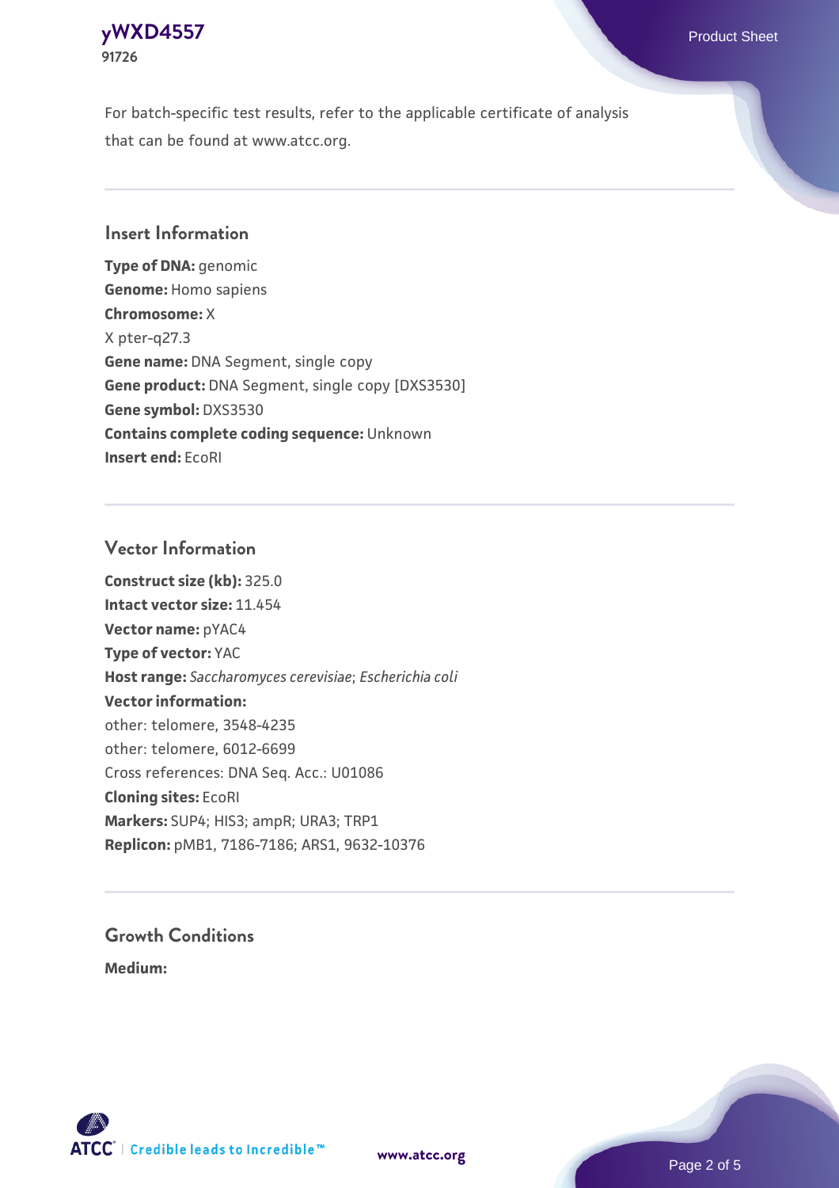For batch-specific test results, refer to the applicable certificate of analysis that can be found at www.atcc.org.

## Insert Information

**Type of DNA:** genomic
**Genome:** Homo sapiens
**Chromosome:** X
X pter-q27.3
**Gene name:** DNA Segment, single copy
**Gene product:** DNA Segment, single copy [DXS3530]
**Gene symbol:** DXS3530
**Contains complete coding sequence:** Unknown
**Insert end:** EcoRI

## Vector Information

**Construct size (kb):** 325.0
**Intact vector size:** 11.454
**Vector name:** pYAC4
**Type of vector:** YAC
**Host range:** *Saccharomyces cerevisiae*; *Escherichia coli*
**Vector information:**
other: telomere, 3548-4235
other: telomere, 6012-6699
Cross references: DNA Seq. Acc.: U01086
**Cloning sites:** EcoRI
**Markers:** SUP4; HIS3; ampR; URA3; TRP1
**Replicon:** pMB1, 7186-7186; ARS1, 9632-10376

## Growth Conditions

**Medium:**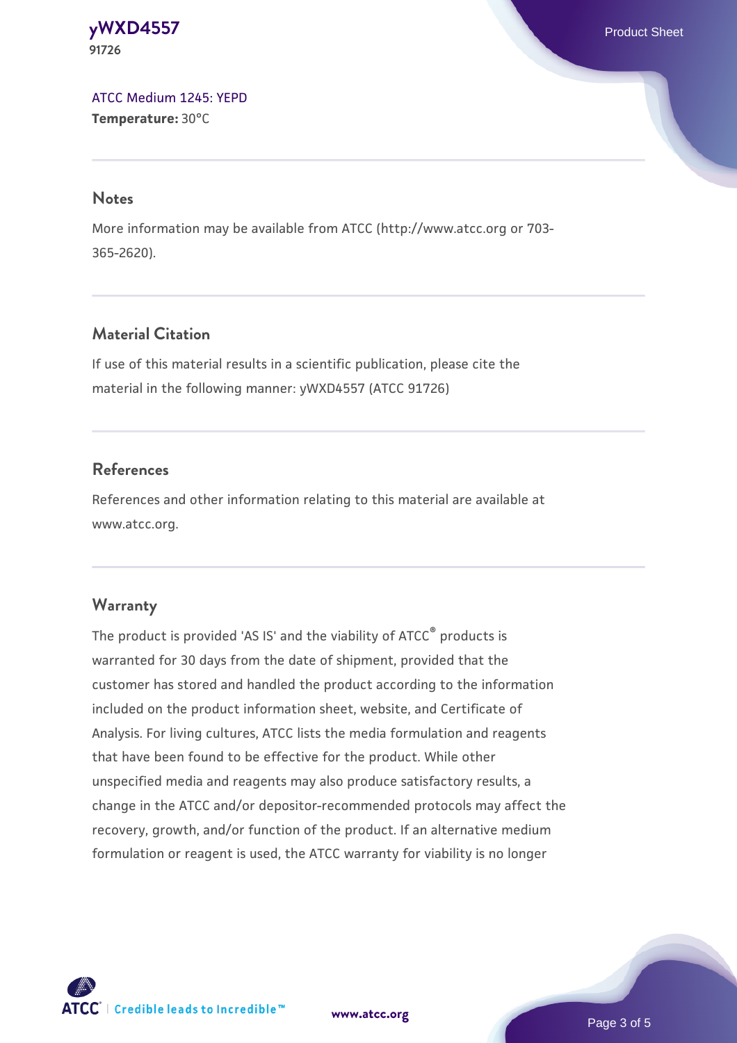[ATCC Medium 1245: YEPD](#)
**Temperature:** 30°C

## Notes

More information may be available from ATCC (http://www.atcc.org or 703-365-2620).

## Material Citation

If use of this material results in a scientific publication, please cite the material in the following manner: yWXD4557 (ATCC 91726)

## References

References and other information relating to this material are available at www.atcc.org.

## Warranty

The product is provided 'AS IS' and the viability of ATCC® products is warranted for 30 days from the date of shipment, provided that the customer has stored and handled the product according to the information included on the product information sheet, website, and Certificate of Analysis. For living cultures, ATCC lists the media formulation and reagents that have been found to be effective for the product. While other unspecified media and reagents may also produce satisfactory results, a change in the ATCC and/or depositor-recommended protocols may affect the recovery, growth, and/or function of the product. If an alternative medium formulation or reagent is used, the ATCC warranty for viability is no longer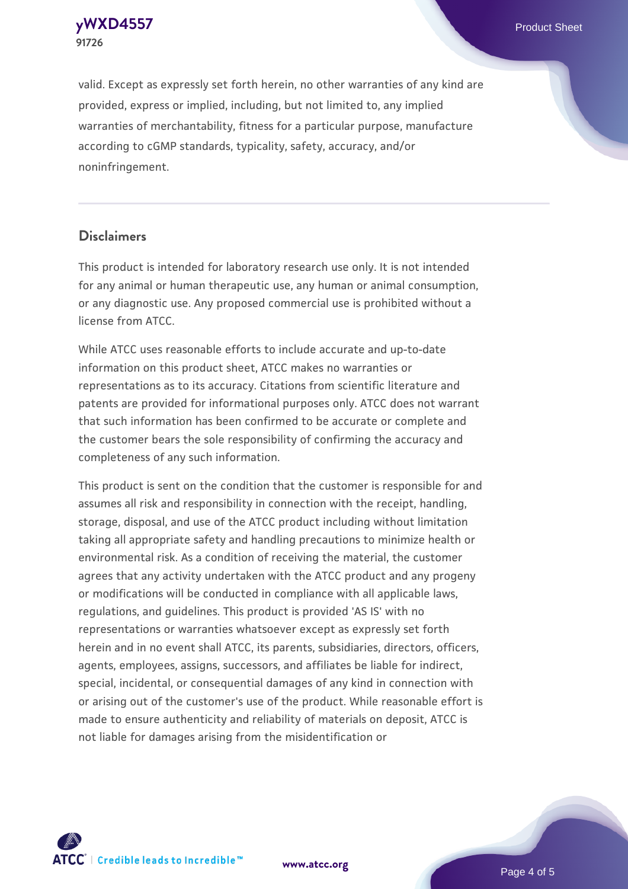valid. Except as expressly set forth herein, no other warranties of any kind are provided, express or implied, including, but not limited to, any implied warranties of merchantability, fitness for a particular purpose, manufacture according to cGMP standards, typicality, safety, accuracy, and/or noninfringement.

## Disclaimers

This product is intended for laboratory research use only. It is not intended for any animal or human therapeutic use, any human or animal consumption, or any diagnostic use. Any proposed commercial use is prohibited without a license from ATCC.

While ATCC uses reasonable efforts to include accurate and up-to-date information on this product sheet, ATCC makes no warranties or representations as to its accuracy. Citations from scientific literature and patents are provided for informational purposes only. ATCC does not warrant that such information has been confirmed to be accurate or complete and the customer bears the sole responsibility of confirming the accuracy and completeness of any such information.

This product is sent on the condition that the customer is responsible for and assumes all risk and responsibility in connection with the receipt, handling, storage, disposal, and use of the ATCC product including without limitation taking all appropriate safety and handling precautions to minimize health or environmental risk. As a condition of receiving the material, the customer agrees that any activity undertaken with the ATCC product and any progeny or modifications will be conducted in compliance with all applicable laws, regulations, and guidelines. This product is provided 'AS IS' with no representations or warranties whatsoever except as expressly set forth herein and in no event shall ATCC, its parents, subsidiaries, directors, officers, agents, employees, assigns, successors, and affiliates be liable for indirect, special, incidental, or consequential damages of any kind in connection with or arising out of the customer's use of the product. While reasonable effort is made to ensure authenticity and reliability of materials on deposit, ATCC is not liable for damages arising from the misidentification or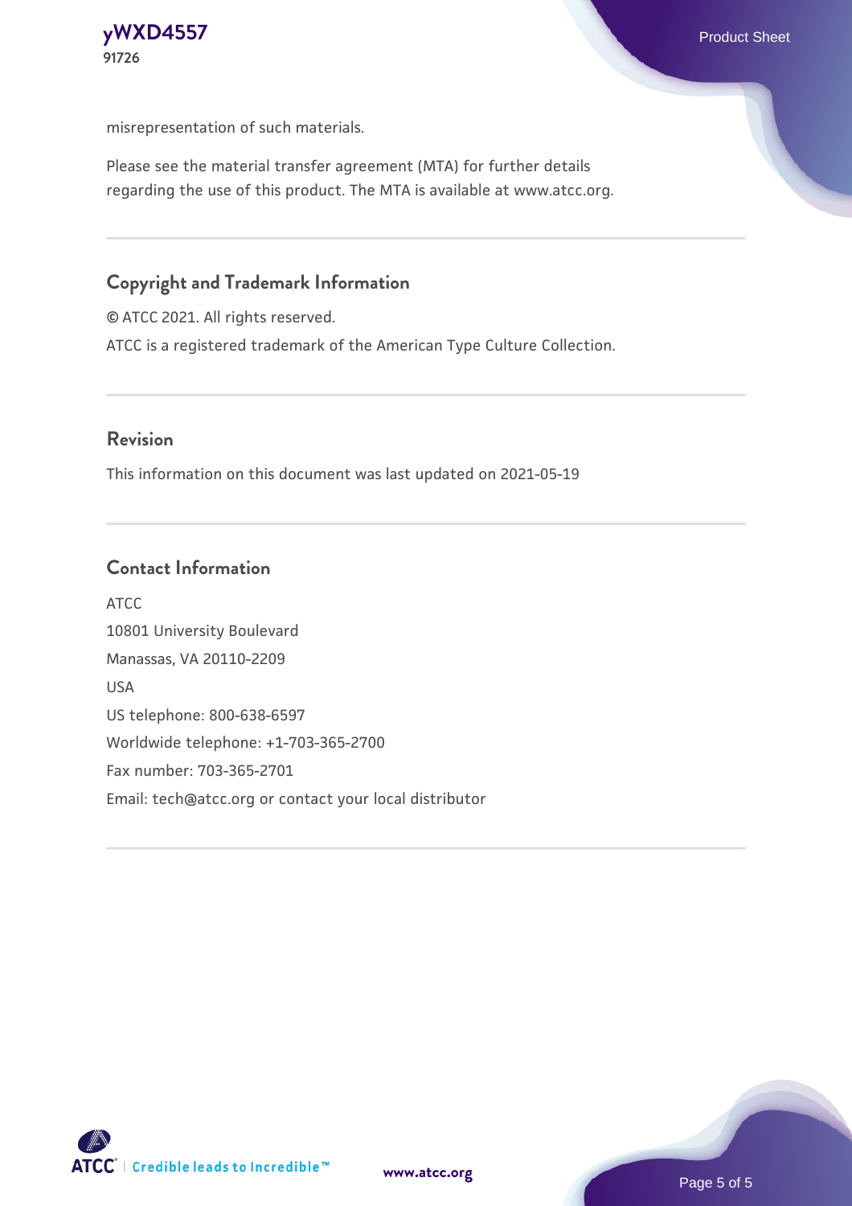misrepresentation of such materials.

Please see the material transfer agreement (MTA) for further details regarding the use of this product. The MTA is available at www.atcc.org.

## Copyright and Trademark Information

© ATCC 2021. All rights reserved.

ATCC is a registered trademark of the American Type Culture Collection.

## Revision

This information on this document was last updated on 2021-05-19

## Contact Information

ATCC
10801 University Boulevard
Manassas, VA 20110-2209
USA
US telephone: 800-638-6597
Worldwide telephone: +1-703-365-2700
Fax number: 703-365-2701
Email: tech@atcc.org or contact your local distributor